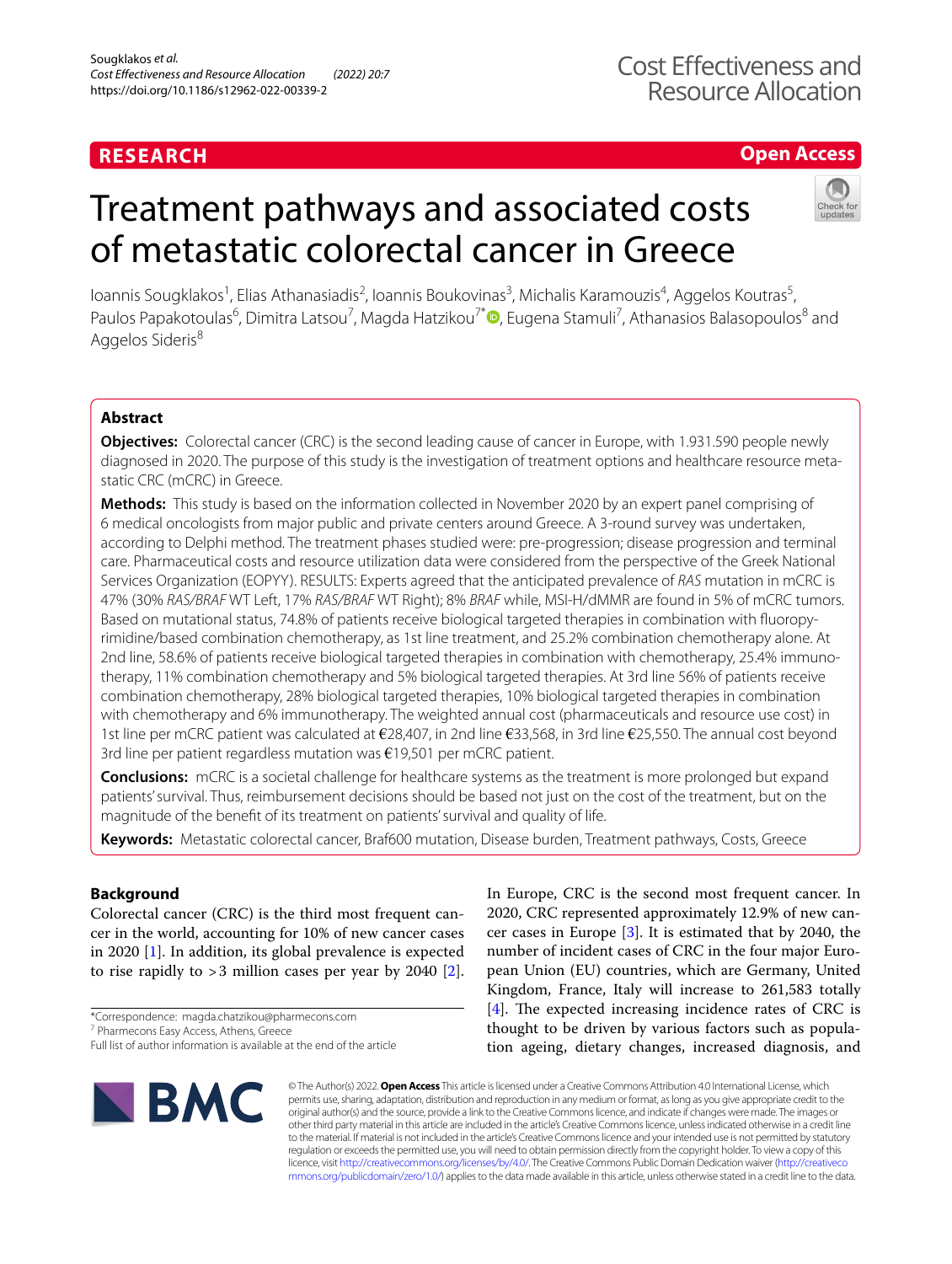RESEARCH

Open Access

# Treatment pathways and associated costs of metastatic colorectal cancer in Greece

Ioannis Sougklakos[1], Elias Athanasiadis[2], Ioannis Boukovinas[3], Michalis Karamouzis[4], Aggelos Koutras[5], Paulos Papakotoulas[6], Dimitra Latsou[7], Magda Hatzikou[7*], Eugena Stamuli[7], Athanasios Balasopoulos[8] and Aggelos Sideris[8]

## Abstract

**Objectives:** Colorectal cancer (CRC) is the second leading cause of cancer in Europe, with 1.931.590 people newly diagnosed in 2020. The purpose of this study is the investigation of treatment options and healthcare resource metastatic CRC (mCRC) in Greece.

**Methods:** This study is based on the information collected in November 2020 by an expert panel comprising of 6 medical oncologists from major public and private centers around Greece. A 3-round survey was undertaken, according to Delphi method. The treatment phases studied were: pre-progression; disease progression and terminal care. Pharmaceutical costs and resource utilization data were considered from the perspective of the Greek National Services Organization (EOPYY). RESULTS: Experts agreed that the anticipated prevalence of *RAS* mutation in mCRC is 47% (30% *RAS/BRAF* WT Left, 17% *RAS/BRAF* WT Right); 8% *BRAF* while, MSI-H/dMMR are found in 5% of mCRC tumors. Based on mutational status, 74.8% of patients receive biological targeted therapies in combination with fluoropyrimidine/based combination chemotherapy, as 1st line treatment, and 25.2% combination chemotherapy alone. At 2nd line, 58.6% of patients receive biological targeted therapies in combination with chemotherapy, 25.4% immunotherapy, 11% combination chemotherapy and 5% biological targeted therapies. At 3rd line 56% of patients receive combination chemotherapy, 28% biological targeted therapies, 10% biological targeted therapies in combination with chemotherapy and 6% immunotherapy. The weighted annual cost (pharmaceuticals and resource use cost) in 1st line per mCRC patient was calculated at €28,407, in 2nd line €33,568, in 3rd line €25,550. The annual cost beyond 3rd line per patient regardless mutation was €19,501 per mCRC patient.

**Conclusions:** mCRC is a societal challenge for healthcare systems as the treatment is more prolonged but expand patients' survival. Thus, reimbursement decisions should be based not just on the cost of the treatment, but on the magnitude of the benefit of its treatment on patients' survival and quality of life.

**Keywords:** Metastatic colorectal cancer, Braf600 mutation, Disease burden, Treatment pathways, Costs, Greece

## Background

Colorectal cancer (CRC) is the third most frequent cancer in the world, accounting for 10% of new cancer cases in 2020 [1]. In addition, its global prevalence is expected to rise rapidly to >3 million cases per year by 2040 [2]. In Europe, CRC is the second most frequent cancer. In 2020, CRC represented approximately 12.9% of new cancer cases in Europe [3]. It is estimated that by 2040, the number of incident cases of CRC in the four major European Union (EU) countries, which are Germany, United Kingdom, France, Italy will increase to 261,583 totally [4]. The expected increasing incidence rates of CRC is thought to be driven by various factors such as population ageing, dietary changes, increased diagnosis, and

*Correspondence: magda.chatzikou@pharmecons.com
[7] Pharmecons Easy Access, Athens, Greece
Full list of author information is available at the end of the article

© The Author(s) 2022. **Open Access** This article is licensed under a Creative Commons Attribution 4.0 International License, which permits use, sharing, adaptation, distribution and reproduction in any medium or format, as long as you give appropriate credit to the original author(s) and the source, provide a link to the Creative Commons licence, and indicate if changes were made. The images or other third party material in this article are included in the article's Creative Commons licence, unless indicated otherwise in a credit line to the material. If material is not included in the article's Creative Commons licence and your intended use is not permitted by statutory regulation or exceeds the permitted use, you will need to obtain permission directly from the copyright holder. To view a copy of this licence, visit http://creativecommons.org/licenses/by/4.0/. The Creative Commons Public Domain Dedication waiver (http://creativecommons.org/publicdomain/zero/1.0/) applies to the data made available in this article, unless otherwise stated in a credit line to the data.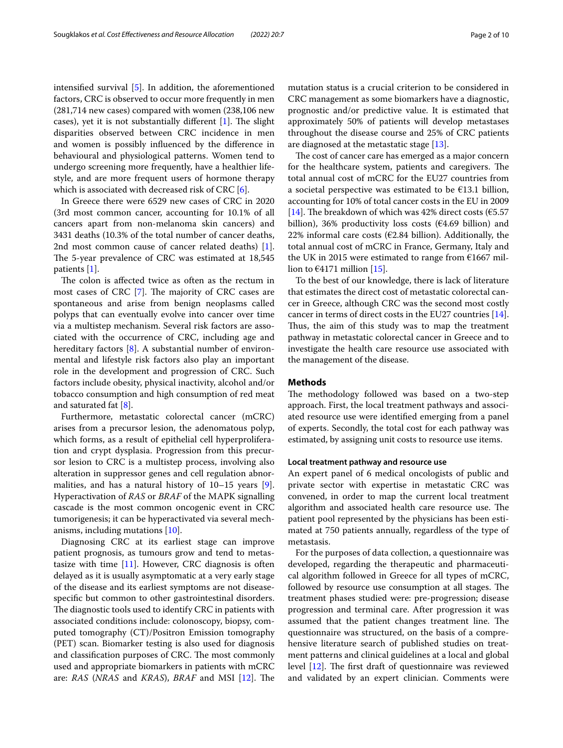intensified survival [5]. In addition, the aforementioned factors, CRC is observed to occur more frequently in men (281,714 new cases) compared with women (238,106 new cases), yet it is not substantially different [1]. The slight disparities observed between CRC incidence in men and women is possibly influenced by the difference in behavioural and physiological patterns. Women tend to undergo screening more frequently, have a healthier lifestyle, and are more frequent users of hormone therapy which is associated with decreased risk of CRC [6].

In Greece there were 6529 new cases of CRC in 2020 (3rd most common cancer, accounting for 10.1% of all cancers apart from non-melanoma skin cancers) and 3431 deaths (10.3% of the total number of cancer deaths, 2nd most common cause of cancer related deaths) [1]. The 5-year prevalence of CRC was estimated at 18,545 patients [1].

The colon is affected twice as often as the rectum in most cases of CRC [7]. The majority of CRC cases are spontaneous and arise from benign neoplasms called polyps that can eventually evolve into cancer over time via a multistep mechanism. Several risk factors are associated with the occurrence of CRC, including age and hereditary factors [8]. A substantial number of environmental and lifestyle risk factors also play an important role in the development and progression of CRC. Such factors include obesity, physical inactivity, alcohol and/or tobacco consumption and high consumption of red meat and saturated fat [8].

Furthermore, metastatic colorectal cancer (mCRC) arises from a precursor lesion, the adenomatous polyp, which forms, as a result of epithelial cell hyperproliferation and crypt dysplasia. Progression from this precursor lesion to CRC is a multistep process, involving also alteration in suppressor genes and cell regulation abnormalities, and has a natural history of 10–15 years [9]. Hyperactivation of *RAS* or *BRAF* of the MAPK signalling cascade is the most common oncogenic event in CRC tumorigenesis; it can be hyperactivated via several mechanisms, including mutations [10].

Diagnosing CRC at its earliest stage can improve patient prognosis, as tumours grow and tend to metastasize with time [11]. However, CRC diagnosis is often delayed as it is usually asymptomatic at a very early stage of the disease and its earliest symptoms are not disease-specific but common to other gastrointestinal disorders. The diagnostic tools used to identify CRC in patients with associated conditions include: colonoscopy, biopsy, computed tomography (CT)/Positron Emission tomography (PET) scan. Biomarker testing is also used for diagnosis and classification purposes of CRC. The most commonly used and appropriate biomarkers in patients with mCRC are: *RAS* (*NRAS* and *KRAS*), *BRAF* and MSI [12]. The mutation status is a crucial criterion to be considered in CRC management as some biomarkers have a diagnostic, prognostic and/or predictive value. It is estimated that approximately 50% of patients will develop metastases throughout the disease course and 25% of CRC patients are diagnosed at the metastatic stage [13].

The cost of cancer care has emerged as a major concern for the healthcare system, patients and caregivers. The total annual cost of mCRC for the EU27 countries from a societal perspective was estimated to be €13.1 billion, accounting for 10% of total cancer costs in the EU in 2009 [14]. The breakdown of which was 42% direct costs (€5.57 billion), 36% productivity loss costs (€4.69 billion) and 22% informal care costs (€2.84 billion). Additionally, the total annual cost of mCRC in France, Germany, Italy and the UK in 2015 were estimated to range from €1667 million to €4171 million [15].

To the best of our knowledge, there is lack of literature that estimates the direct cost of metastatic colorectal cancer in Greece, although CRC was the second most costly cancer in terms of direct costs in the EU27 countries [14]. Thus, the aim of this study was to map the treatment pathway in metastatic colorectal cancer in Greece and to investigate the health care resource use associated with the management of the disease.

## Methods

The methodology followed was based on a two-step approach. First, the local treatment pathways and associated resource use were identified emerging from a panel of experts. Secondly, the total cost for each pathway was estimated, by assigning unit costs to resource use items.

### Local treatment pathway and resource use

An expert panel of 6 medical oncologists of public and private sector with expertise in metastatic CRC was convened, in order to map the current local treatment algorithm and associated health care resource use. The patient pool represented by the physicians has been estimated at 750 patients annually, regardless of the type of metastasis.

For the purposes of data collection, a questionnaire was developed, regarding the therapeutic and pharmaceutical algorithm followed in Greece for all types of mCRC, followed by resource use consumption at all stages. The treatment phases studied were: pre-progression; disease progression and terminal care. After progression it was assumed that the patient changes treatment line. The questionnaire was structured, on the basis of a comprehensive literature search of published studies on treatment patterns and clinical guidelines at a local and global level [12]. The first draft of questionnaire was reviewed and validated by an expert clinician. Comments were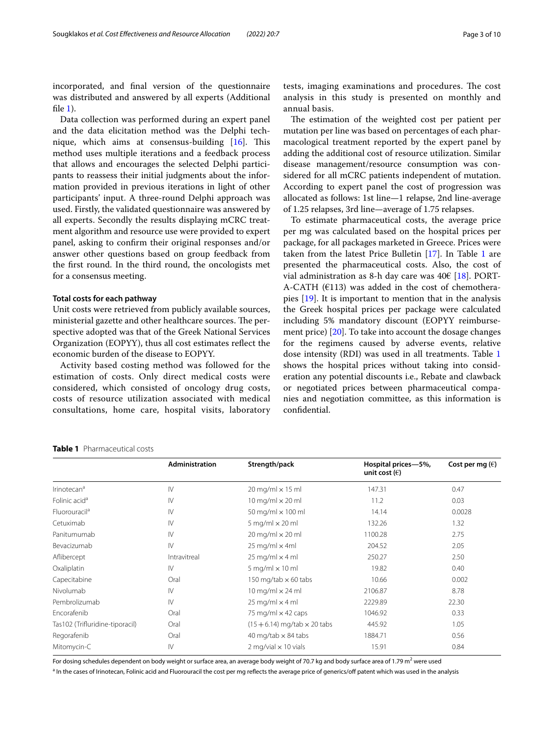incorporated, and final version of the questionnaire was distributed and answered by all experts (Additional file 1).

Data collection was performed during an expert panel and the data elicitation method was the Delphi technique, which aims at consensus-building [16]. This method uses multiple iterations and a feedback process that allows and encourages the selected Delphi participants to reassess their initial judgments about the information provided in previous iterations in light of other participants' input. A three-round Delphi approach was used. Firstly, the validated questionnaire was answered by all experts. Secondly the results displaying mCRC treatment algorithm and resource use were provided to expert panel, asking to confirm their original responses and/or answer other questions based on group feedback from the first round. In the third round, the oncologists met for a consensus meeting.

#### Total costs for each pathway

Unit costs were retrieved from publicly available sources, ministerial gazette and other healthcare sources. The perspective adopted was that of the Greek National Services Organization (EOPYY), thus all cost estimates reflect the economic burden of the disease to EOPYY.

Activity based costing method was followed for the estimation of costs. Only direct medical costs were considered, which consisted of oncology drug costs, costs of resource utilization associated with medical consultations, home care, hospital visits, laboratory tests, imaging examinations and procedures. The cost analysis in this study is presented on monthly and annual basis.

The estimation of the weighted cost per patient per mutation per line was based on percentages of each pharmacological treatment reported by the expert panel by adding the additional cost of resource utilization. Similar disease management/resource consumption was considered for all mCRC patients independent of mutation. According to expert panel the cost of progression was allocated as follows: 1st line—1 relapse, 2nd line-average of 1.25 relapses, 3rd line—average of 1.75 relapses.

To estimate pharmaceutical costs, the average price per mg was calculated based on the hospital prices per package, for all packages marketed in Greece. Prices were taken from the latest Price Bulletin [17]. In Table 1 are presented the pharmaceutical costs. Also, the cost of vial administration as 8-h day care was 40€ [18]. PORT-A-CATH (€113) was added in the cost of chemotherapies [19]. It is important to mention that in the analysis the Greek hospital prices per package were calculated including 5% mandatory discount (EOPYY reimbursement price) [20]. To take into account the dosage changes for the regimens caused by adverse events, relative dose intensity (RDI) was used in all treatments. Table 1 shows the hospital prices without taking into consideration any potential discounts i.e., Rebate and clawback or negotiated prices between pharmaceutical companies and negotiation committee, as this information is confidential.

**Table 1** Pharmaceutical costs

| | Administration | Strength/pack | Hospital prices—5%, unit cost (€) | Cost per mg (€) |
|---|---|---|---|---|
| Irinotecan[a] | IV | 20 mg/ml × 15 ml | 147.31 | 0.47 |
| Folinic acid[a] | IV | 10 mg/ml × 20 ml | 11.2 | 0.03 |
| Fluorouracil[a] | IV | 50 mg/ml × 100 ml | 14.14 | 0.0028 |
| Cetuximab | IV | 5 mg/ml × 20 ml | 132.26 | 1.32 |
| Panitumumab | IV | 20 mg/ml × 20 ml | 1100.28 | 2.75 |
| Bevacizumab | IV | 25 mg/ml × 4ml | 204.52 | 2.05 |
| Aflibercept | Intravitreal | 25 mg/ml × 4 ml | 250.27 | 2.50 |
| Oxaliplatin | IV | 5 mg/ml × 10 ml | 19.82 | 0.40 |
| Capecitabine | Oral | 150 mg/tab × 60 tabs | 10.66 | 0.002 |
| Nivolumab | IV | 10 mg/ml × 24 ml | 2106.87 | 8.78 |
| Pembrolizumab | IV | 25 mg/ml × 4 ml | 2229.89 | 22.30 |
| Encorafenib | Oral | 75 mg/ml × 42 caps | 1046.92 | 0.33 |
| Tas102 (Trifluridine-tiporacil) | Oral | (15 + 6.14) mg/tab × 20 tabs | 445.92 | 1.05 |
| Regorafenib | Oral | 40 mg/tab × 84 tabs | 1884.71 | 0.56 |
| Mitomycin-C | IV | 2 mg/vial × 10 vials | 15.91 | 0.84 |

For dosing schedules dependent on body weight or surface area, an average body weight of 70.7 kg and body surface area of 1.79 $m^2$ were used

[a] In the cases of Irinotecan, Folinic acid and Fluorouracil the cost per mg reflects the average price of generics/off patent which was used in the analysis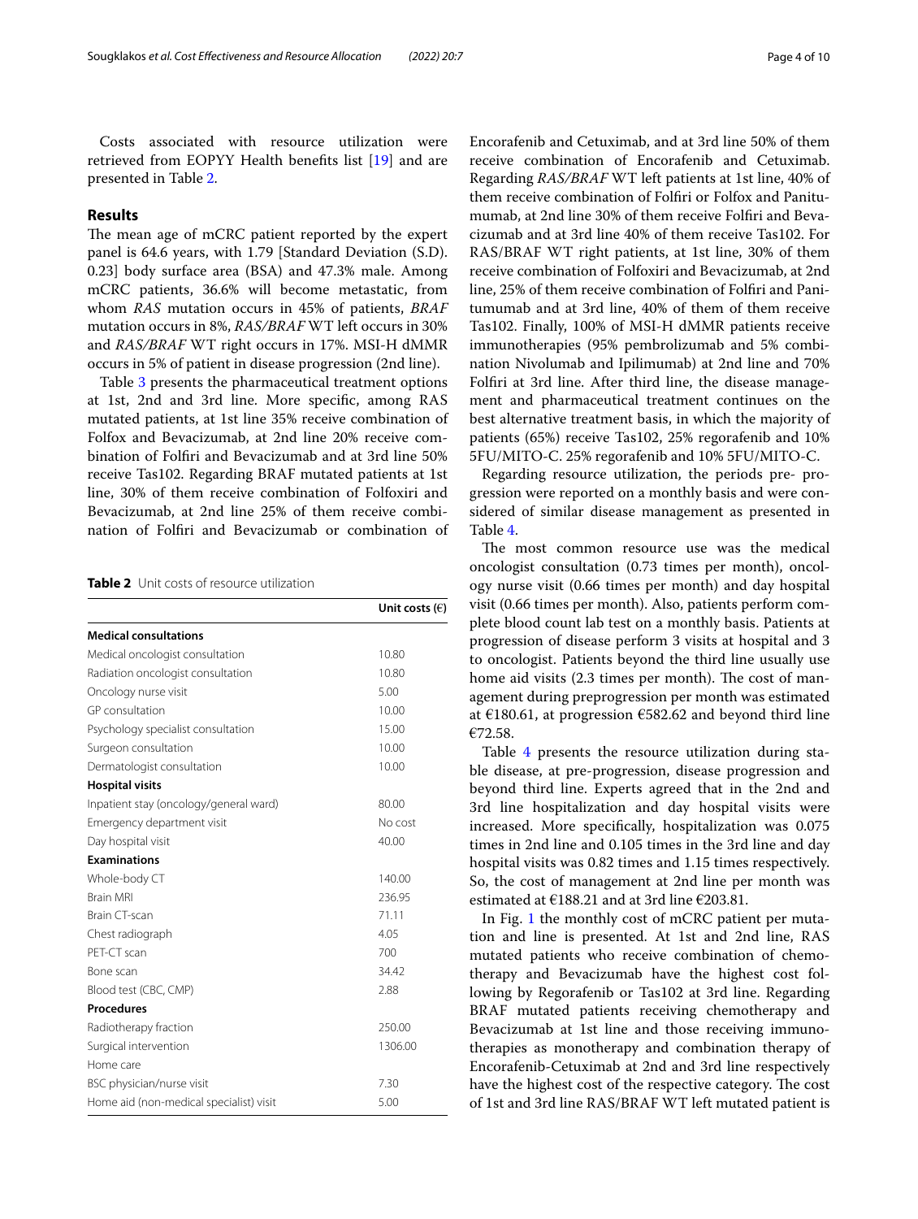Costs associated with resource utilization were retrieved from EOPYY Health benefits list [19] and are presented in Table 2.

## Results

The mean age of mCRC patient reported by the expert panel is 64.6 years, with 1.79 [Standard Deviation (S.D). 0.23] body surface area (BSA) and 47.3% male. Among mCRC patients, 36.6% will become metastatic, from whom *RAS* mutation occurs in 45% of patients, *BRAF* mutation occurs in 8%, *RAS/BRAF* WT left occurs in 30% and *RAS/BRAF* WT right occurs in 17%. MSI-H dMMR occurs in 5% of patient in disease progression (2nd line).

Table 3 presents the pharmaceutical treatment options at 1st, 2nd and 3rd line. More specific, among RAS mutated patients, at 1st line 35% receive combination of Folfox and Bevacizumab, at 2nd line 20% receive combination of Folfiri and Bevacizumab and at 3rd line 50% receive Tas102. Regarding BRAF mutated patients at 1st line, 30% of them receive combination of Folfoxiri and Bevacizumab, at 2nd line 25% of them receive combination of Folfiri and Bevacizumab or combination of Encorafenib and Cetuximab, and at 3rd line 50% of them receive combination of Encorafenib and Cetuximab. Regarding *RAS/BRAF* WT left patients at 1st line, 40% of them receive combination of Folfiri or Folfox and Panitumumab, at 2nd line 30% of them receive Folfiri and Bevacizumab and at 3rd line 40% of them receive Tas102. For RAS/BRAF WT right patients, at 1st line, 30% of them receive combination of Folfoxiri and Bevacizumab, at 2nd line, 25% of them receive combination of Folfiri and Panitumumab and at 3rd line, 40% of them of them receive Tas102. Finally, 100% of MSI-H dMMR patients receive immunotherapies (95% pembrolizumab and 5% combination Nivolumab and Ipilimumab) at 2nd line and 70% Folfiri at 3rd line. After third line, the disease management and pharmaceutical treatment continues on the best alternative treatment basis, in which the majority of patients (65%) receive Tas102, 25% regorafenib and 10% 5FU/MITO-C. 25% regorafenib and 10% 5FU/MITO-C.

Regarding resource utilization, the periods pre- progression were reported on a monthly basis and were considered of similar disease management as presented in Table 4.

The most common resource use was the medical oncologist consultation (0.73 times per month), oncology nurse visit (0.66 times per month) and day hospital visit (0.66 times per month). Also, patients perform complete blood count lab test on a monthly basis. Patients at progression of disease perform 3 visits at hospital and 3 to oncologist. Patients beyond the third line usually use home aid visits (2.3 times per month). The cost of management during preprogression per month was estimated at €180.61, at progression €582.62 and beyond third line €72.58.

Table 4 presents the resource utilization during stable disease, at pre-progression, disease progression and beyond third line. Experts agreed that in the 2nd and 3rd line hospitalization and day hospital visits were increased. More specifically, hospitalization was 0.075 times in 2nd line and 0.105 times in the 3rd line and day hospital visits was 0.82 times and 1.15 times respectively. So, the cost of management at 2nd line per month was estimated at €188.21 and at 3rd line €203.81.

In Fig. 1 the monthly cost of mCRC patient per mutation and line is presented. At 1st and 2nd line, RAS mutated patients who receive combination of chemotherapy and Bevacizumab have the highest cost following by Regorafenib or Tas102 at 3rd line. Regarding BRAF mutated patients receiving chemotherapy and Bevacizumab at 1st line and those receiving immunotherapies as monotherapy and combination therapy of Encorafenib-Cetuximab at 2nd and 3rd line respectively have the highest cost of the respective category. The cost of 1st and 3rd line RAS/BRAF WT left mutated patient is

**Table 2** Unit costs of resource utilization

| | Unit costs (€) |
|---|---|
| **Medical consultations** | |
| Medical oncologist consultation | 10.80 |
| Radiation oncologist consultation | 10.80 |
| Oncology nurse visit | 5.00 |
| GP consultation | 10.00 |
| Psychology specialist consultation | 15.00 |
| Surgeon consultation | 10.00 |
| Dermatologist consultation | 10.00 |
| **Hospital visits** | |
| Inpatient stay (oncology/general ward) | 80.00 |
| Emergency department visit | No cost |
| Day hospital visit | 40.00 |
| **Examinations** | |
| Whole-body CT | 140.00 |
| Brain MRI | 236.95 |
| Brain CT-scan | 71.11 |
| Chest radiograph | 4.05 |
| PET-CT scan | 700 |
| Bone scan | 34.42 |
| Blood test (CBC, CMP) | 2.88 |
| **Procedures** | |
| Radiotherapy fraction | 250.00 |
| Surgical intervention | 1306.00 |
| Home care | |
| BSC physician/nurse visit | 7.30 |
| Home aid (non-medical specialist) visit | 5.00 |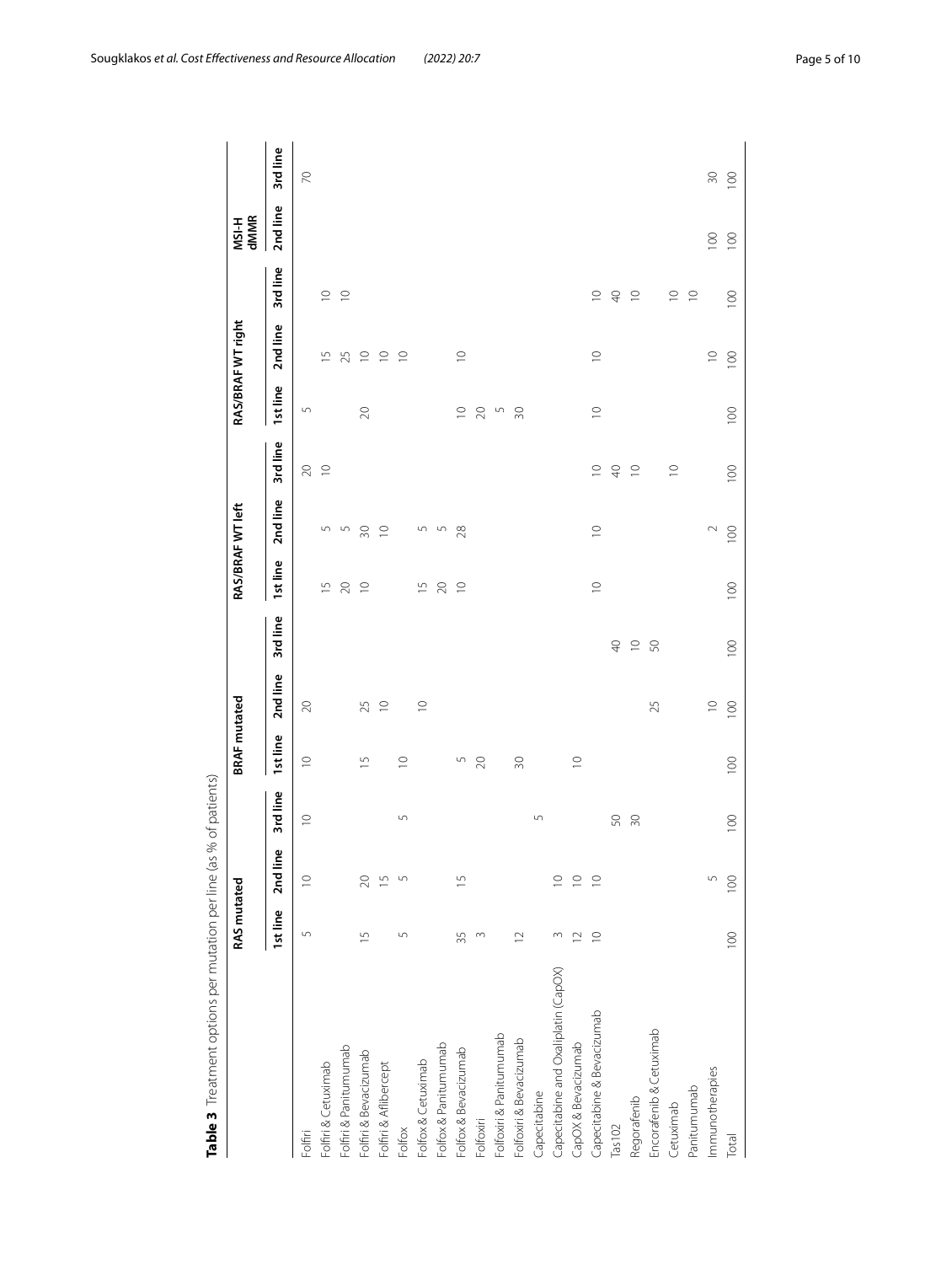**Table 3** Treatment options per mutation per line (as % of patients)

| | RAS mutated | | | BRAF mutated | | | RAS/BRAF WT left | | | RAS/BRAF WT right | | | MSI-H dMMR | |
|---|---|---|---|---|---|---|---|---|---|---|---|---|---|---|
| | 1st line | 2nd line | 3rd line | 1st line | 2nd line | 3rd line | 1st line | 2nd line | 3rd line | 1st line | 2nd line | 3rd line | 2nd line | 3rd line |
| Folfiri | 5 | 10 | 10 | 10 | 20 | | | | 20 | 5 | | | | 70 |
| Folfiri & Cetuximab | | | | | | | 15 | 5 | 10 | | 15 | 10 | | |
| Folfiri & Panitumumab | | | | | | | 20 | 5 | | | 25 | 10 | | |
| Folfiri & Bevacizumab | 15 | 20 | | 15 | 25 | | 10 | 30 | | 20 | 10 | | | |
| Folfiri & Aflibercept | | 15 | | | 10 | | | 10 | | | 10 | | | |
| Folfox | 5 | 5 | 5 | 10 | | | | | | | 10 | | | |
| Folfox & Cetuximab | | | | | 10 | | 15 | 5 | | | | | | |
| Folfox & Panitumumab | | | | | | | 20 | 5 | | | | | | |
| Folfox & Bevacizumab | 35 | 15 | | 5 | | | 10 | 28 | | 10 | 10 | | | |
| Folfoxiri | 3 | | | 20 | | | | | | 20 | | | | |
| Folfoxiri & Panitumumab | | | | | | | | | | 5 | | | | |
| Folfoxiri & Bevacizumab | 12 | | | 30 | | | | | | 30 | | | | |
| Capecitabine | | | 5 | | | | | | | | | | | |
| Capecitabine and Oxaliplatin (CapOX) | 3 | 10 | | 10 | | | | | | | | | | |
| CapOX & Bevacizumab | 12 | 10 | | | | | | | | | | | | |
| Capecitabine & Bevacizumab | 10 | 10 | | | | | 10 | 10 | 10 | 10 | 10 | 10 | | |
| Tas102 | | | 50 | | | 40 | | | 40 | | | 40 | | |
| Regorafenib | | | 30 | | | 10 | | | 10 | | | 10 | | |
| Encorafenib & Cetuximab | | | | | 25 | 50 | | | | | | | | |
| Cetuximab | | | | | | | | | 10 | | | 10 | | |
| Panitumumab | | | | | | | | | | | | 10 | | |
| Immunotherapies | | 5 | | | 10 | | | 2 | | | 10 | | 100 | 30 |
| Total | 100 | 100 | 100 | 100 | 100 | 100 | 100 | 100 | 100 | 100 | 100 | 100 | 100 | 100 |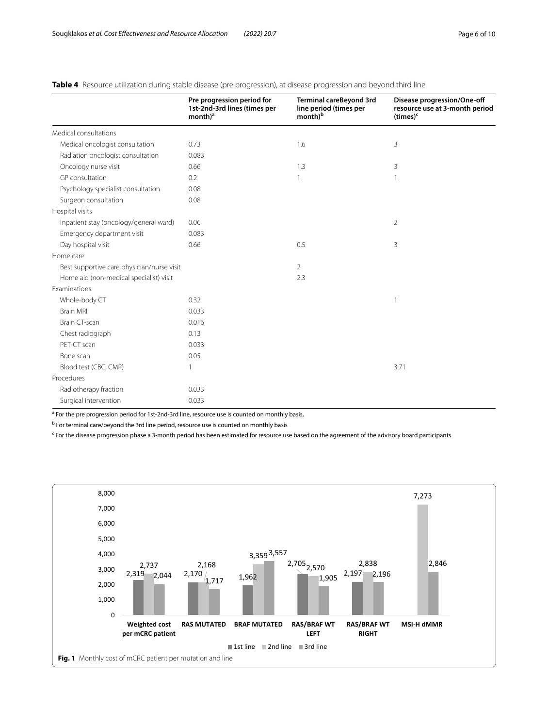**Table 4** Resource utilization during stable disease (pre progression), at disease progression and beyond third line

| | Pre progression period for 1st-2nd-3rd lines (times per month)[a] | Terminal careBeyond 3rd line period (times per month)[b] | Disease progression/One-off resource use at 3-month period (times)[c] |
|---|---|---|---|
| Medical consultations | | | |
| Medical oncologist consultation | 0.73 | 1.6 | 3 |
| Radiation oncologist consultation | 0.083 | | |
| Oncology nurse visit | 0.66 | 1.3 | 3 |
| GP consultation | 0.2 | 1 | 1 |
| Psychology specialist consultation | 0.08 | | |
| Surgeon consultation | 0.08 | | |
| Hospital visits | | | |
| Inpatient stay (oncology/general ward) | 0.06 | | 2 |
| Emergency department visit | 0.083 | | |
| Day hospital visit | 0.66 | 0.5 | 3 |
| Home care | | | |
| Best supportive care physician/nurse visit | | 2 | |
| Home aid (non-medical specialist) visit | | 2.3 | |
| Examinations | | | |
| Whole-body CT | 0.32 | | 1 |
| Brain MRI | 0.033 | | |
| Brain CT-scan | 0.016 | | |
| Chest radiograph | 0.13 | | |
| PET-CT scan | 0.033 | | |
| Bone scan | 0.05 | | |
| Blood test (CBC, CMP) | 1 | | 3.71 |
| Procedures | | | |
| Radiotherapy fraction | 0.033 | | |
| Surgical intervention | 0.033 | | |

[a] For the pre progression period for 1st-2nd-3rd line, resource use is counted on monthly basis,

[b] For terminal care/beyond the 3rd line period, resource use is counted on monthly basis

[c] For the disease progression phase a 3-month period has been estimated for resource use based on the agreement of the advisory board participants

**Fig. 1** Monthly cost of mCRC patient per mutation and line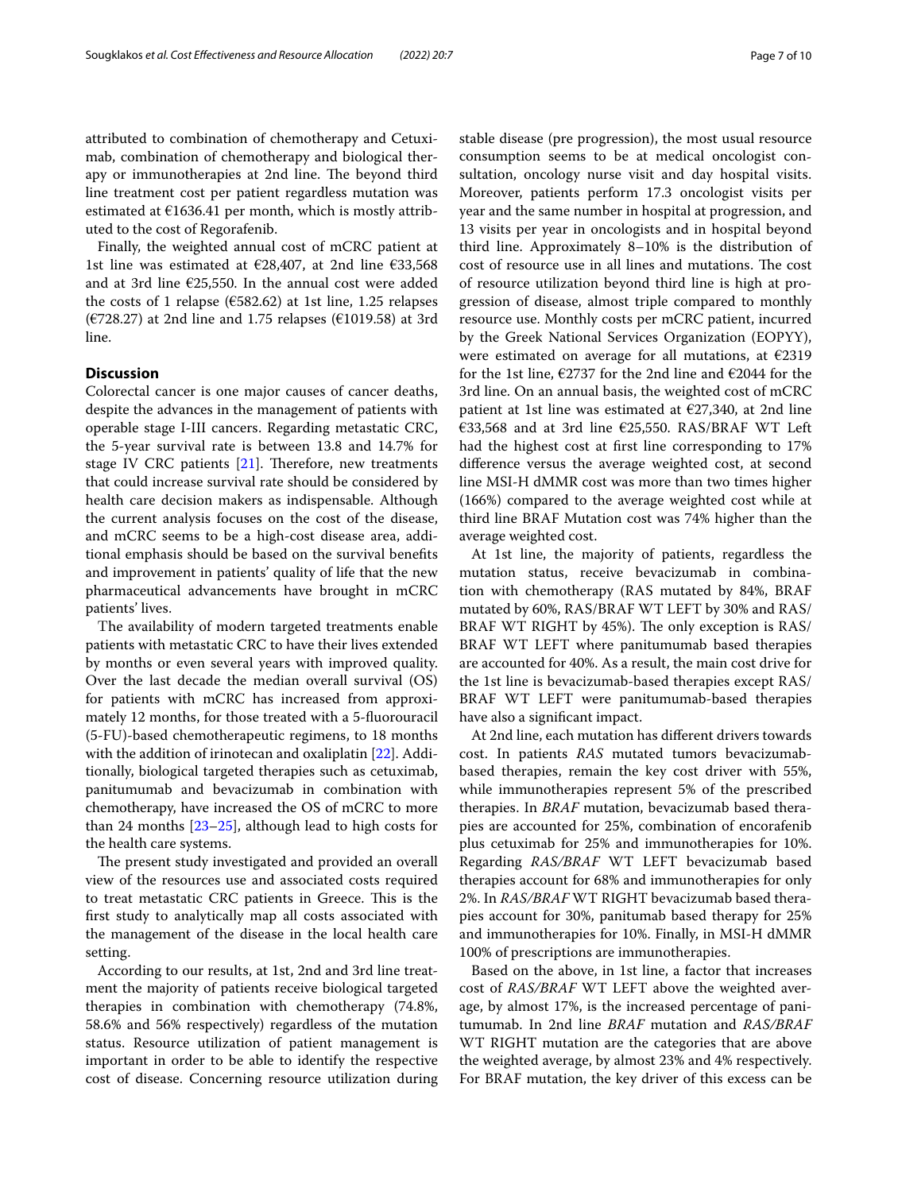attributed to combination of chemotherapy and Cetuximab, combination of chemotherapy and biological therapy or immunotherapies at 2nd line. The beyond third line treatment cost per patient regardless mutation was estimated at €1636.41 per month, which is mostly attributed to the cost of Regorafenib.

Finally, the weighted annual cost of mCRC patient at 1st line was estimated at €28,407, at 2nd line €33,568 and at 3rd line €25,550. In the annual cost were added the costs of 1 relapse (€582.62) at 1st line, 1.25 relapses (€728.27) at 2nd line and 1.75 relapses (€1019.58) at 3rd line.

## Discussion

Colorectal cancer is one major causes of cancer deaths, despite the advances in the management of patients with operable stage I-III cancers. Regarding metastatic CRC, the 5-year survival rate is between 13.8 and 14.7% for stage IV CRC patients [21]. Therefore, new treatments that could increase survival rate should be considered by health care decision makers as indispensable. Although the current analysis focuses on the cost of the disease, and mCRC seems to be a high-cost disease area, additional emphasis should be based on the survival benefits and improvement in patients' quality of life that the new pharmaceutical advancements have brought in mCRC patients' lives.

The availability of modern targeted treatments enable patients with metastatic CRC to have their lives extended by months or even several years with improved quality. Over the last decade the median overall survival (OS) for patients with mCRC has increased from approximately 12 months, for those treated with a 5-fluorouracil (5-FU)-based chemotherapeutic regimens, to 18 months with the addition of irinotecan and oxaliplatin [22]. Additionally, biological targeted therapies such as cetuximab, panitumumab and bevacizumab in combination with chemotherapy, have increased the OS of mCRC to more than 24 months [23–25], although lead to high costs for the health care systems.

The present study investigated and provided an overall view of the resources use and associated costs required to treat metastatic CRC patients in Greece. This is the first study to analytically map all costs associated with the management of the disease in the local health care setting.

According to our results, at 1st, 2nd and 3rd line treatment the majority of patients receive biological targeted therapies in combination with chemotherapy (74.8%, 58.6% and 56% respectively) regardless of the mutation status. Resource utilization of patient management is important in order to be able to identify the respective cost of disease. Concerning resource utilization during stable disease (pre progression), the most usual resource consumption seems to be at medical oncologist consultation, oncology nurse visit and day hospital visits. Moreover, patients perform 17.3 oncologist visits per year and the same number in hospital at progression, and 13 visits per year in oncologists and in hospital beyond third line. Approximately 8–10% is the distribution of cost of resource use in all lines and mutations. The cost of resource utilization beyond third line is high at progression of disease, almost triple compared to monthly resource use. Monthly costs per mCRC patient, incurred by the Greek National Services Organization (EOPYY), were estimated on average for all mutations, at €2319 for the 1st line, €2737 for the 2nd line and €2044 for the 3rd line. On an annual basis, the weighted cost of mCRC patient at 1st line was estimated at €27,340, at 2nd line €33,568 and at 3rd line €25,550. RAS/BRAF WT Left had the highest cost at first line corresponding to 17% difference versus the average weighted cost, at second line MSI-H dMMR cost was more than two times higher (166%) compared to the average weighted cost while at third line BRAF Mutation cost was 74% higher than the average weighted cost.

At 1st line, the majority of patients, regardless the mutation status, receive bevacizumab in combination with chemotherapy (RAS mutated by 84%, BRAF mutated by 60%, RAS/BRAF WT LEFT by 30% and RAS/BRAF WT RIGHT by 45%). The only exception is RAS/BRAF WT LEFT where panitumumab based therapies are accounted for 40%. As a result, the main cost drive for the 1st line is bevacizumab-based therapies except RAS/BRAF WT LEFT were panitumumab-based therapies have also a significant impact.

At 2nd line, each mutation has different drivers towards cost. In patients *RAS* mutated tumors bevacizumab-based therapies, remain the key cost driver with 55%, while immunotherapies represent 5% of the prescribed therapies. In *BRAF* mutation, bevacizumab based therapies are accounted for 25%, combination of encorafenib plus cetuximab for 25% and immunotherapies for 10%. Regarding *RAS/BRAF* WT LEFT bevacizumab based therapies account for 68% and immunotherapies for only 2%. In *RAS/BRAF* WT RIGHT bevacizumab based therapies account for 30%, panitumab based therapy for 25% and immunotherapies for 10%. Finally, in MSI-H dMMR 100% of prescriptions are immunotherapies.

Based on the above, in 1st line, a factor that increases cost of *RAS/BRAF* WT LEFT above the weighted average, by almost 17%, is the increased percentage of panitumumab. In 2nd line *BRAF* mutation and *RAS/BRAF* WT RIGHT mutation are the categories that are above the weighted average, by almost 23% and 4% respectively. For BRAF mutation, the key driver of this excess can be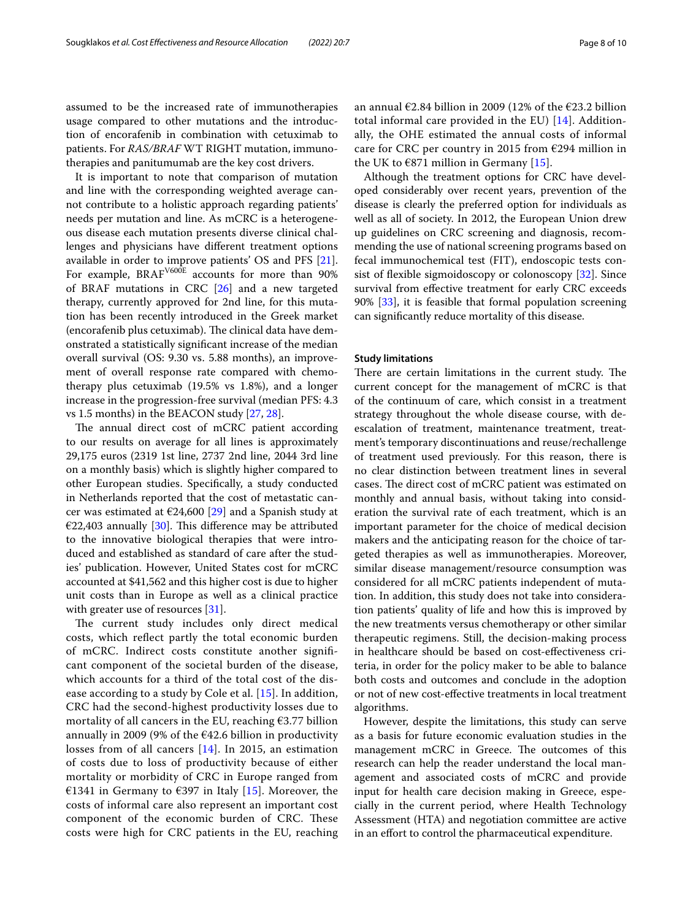assumed to be the increased rate of immunotherapies usage compared to other mutations and the introduction of encorafenib in combination with cetuximab to patients. For *RAS/BRAF* WT RIGHT mutation, immunotherapies and panitumumab are the key cost drivers.

It is important to note that comparison of mutation and line with the corresponding weighted average cannot contribute to a holistic approach regarding patients' needs per mutation and line. As mCRC is a heterogeneous disease each mutation presents diverse clinical challenges and physicians have different treatment options available in order to improve patients' OS and PFS [21]. For example, $BRAF^{V600E}$ accounts for more than 90% of BRAF mutations in CRC [26] and a new targeted therapy, currently approved for 2nd line, for this mutation has been recently introduced in the Greek market (encorafenib plus cetuximab). The clinical data have demonstrated a statistically significant increase of the median overall survival (OS: 9.30 vs. 5.88 months), an improvement of overall response rate compared with chemotherapy plus cetuximab (19.5% vs 1.8%), and a longer increase in the progression-free survival (median PFS: 4.3 vs 1.5 months) in the BEACON study [27, 28].

The annual direct cost of mCRC patient according to our results on average for all lines is approximately 29,175 euros (2319 1st line, 2737 2nd line, 2044 3rd line on a monthly basis) which is slightly higher compared to other European studies. Specifically, a study conducted in Netherlands reported that the cost of metastatic cancer was estimated at €24,600 [29] and a Spanish study at €22,403 annually [30]. This difference may be attributed to the innovative biological therapies that were introduced and established as standard of care after the studies' publication. However, United States cost for mCRC accounted at $41,562 and this higher cost is due to higher unit costs than in Europe as well as a clinical practice with greater use of resources [31].

The current study includes only direct medical costs, which reflect partly the total economic burden of mCRC. Indirect costs constitute another significant component of the societal burden of the disease, which accounts for a third of the total cost of the disease according to a study by Cole et al. [15]. In addition, CRC had the second-highest productivity losses due to mortality of all cancers in the EU, reaching €3.77 billion annually in 2009 (9% of the €42.6 billion in productivity losses from of all cancers [14]. In 2015, an estimation of costs due to loss of productivity because of either mortality or morbidity of CRC in Europe ranged from €1341 in Germany to €397 in Italy [15]. Moreover, the costs of informal care also represent an important cost component of the economic burden of CRC. These costs were high for CRC patients in the EU, reaching an annual €2.84 billion in 2009 (12% of the €23.2 billion total informal care provided in the EU) [14]. Additionally, the OHE estimated the annual costs of informal care for CRC per country in 2015 from €294 million in the UK to €871 million in Germany [15].

Although the treatment options for CRC have developed considerably over recent years, prevention of the disease is clearly the preferred option for individuals as well as all of society. In 2012, the European Union drew up guidelines on CRC screening and diagnosis, recommending the use of national screening programs based on fecal immunochemical test (FIT), endoscopic tests consist of flexible sigmoidoscopy or colonoscopy [32]. Since survival from effective treatment for early CRC exceeds 90% [33], it is feasible that formal population screening can significantly reduce mortality of this disease.

#### Study limitations

There are certain limitations in the current study. The current concept for the management of mCRC is that of the continuum of care, which consist in a treatment strategy throughout the whole disease course, with de-escalation of treatment, maintenance treatment, treatment's temporary discontinuations and reuse/rechallenge of treatment used previously. For this reason, there is no clear distinction between treatment lines in several cases. The direct cost of mCRC patient was estimated on monthly and annual basis, without taking into consideration the survival rate of each treatment, which is an important parameter for the choice of medical decision makers and the anticipating reason for the choice of targeted therapies as well as immunotherapies. Moreover, similar disease management/resource consumption was considered for all mCRC patients independent of mutation. In addition, this study does not take into consideration patients' quality of life and how this is improved by the new treatments versus chemotherapy or other similar therapeutic regimens. Still, the decision-making process in healthcare should be based on cost-effectiveness criteria, in order for the policy maker to be able to balance both costs and outcomes and conclude in the adoption or not of new cost-effective treatments in local treatment algorithms.

However, despite the limitations, this study can serve as a basis for future economic evaluation studies in the management mCRC in Greece. The outcomes of this research can help the reader understand the local management and associated costs of mCRC and provide input for health care decision making in Greece, especially in the current period, where Health Technology Assessment (HTA) and negotiation committee are active in an effort to control the pharmaceutical expenditure.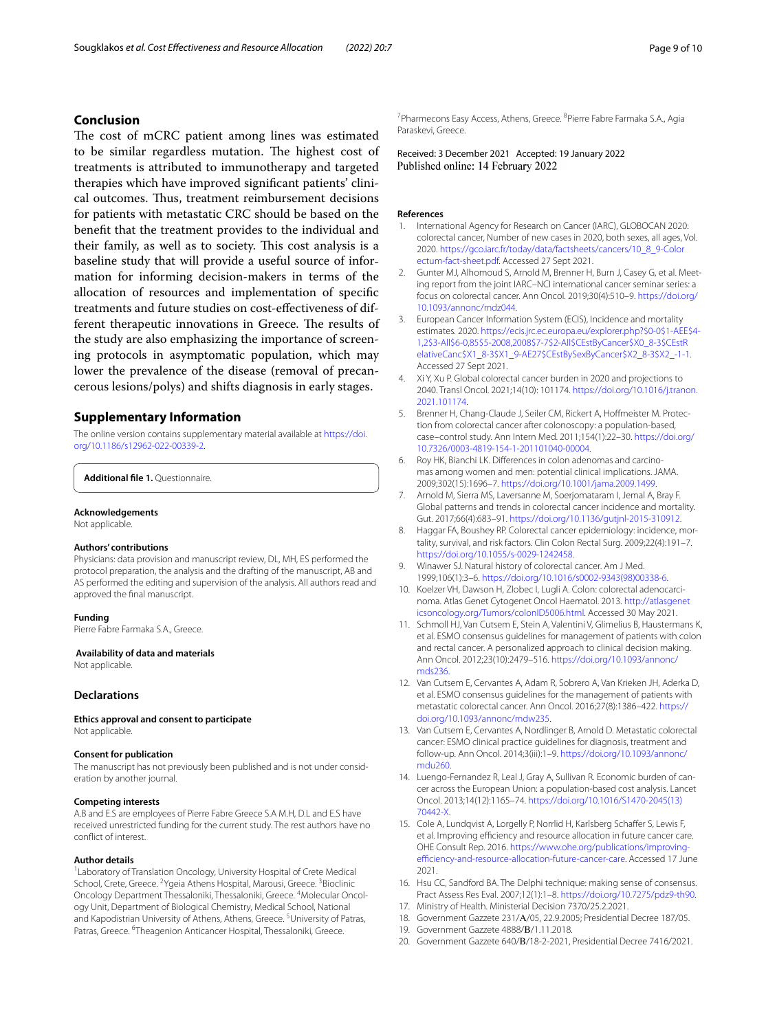## Conclusion

The cost of mCRC patient among lines was estimated to be similar regardless mutation. The highest cost of treatments is attributed to immunotherapy and targeted therapies which have improved significant patients' clinical outcomes. Thus, treatment reimbursement decisions for patients with metastatic CRC should be based on the benefit that the treatment provides to the individual and their family, as well as to society. This cost analysis is a baseline study that will provide a useful source of information for informing decision-makers in terms of the allocation of resources and implementation of specific treatments and future studies on cost-effectiveness of different therapeutic innovations in Greece. The results of the study are also emphasizing the importance of screening protocols in asymptomatic population, which may lower the prevalence of the disease (removal of precancerous lesions/polys) and shifts diagnosis in early stages.

## Supplementary Information

The online version contains supplementary material available at https://doi.org/10.1186/s12962-022-00339-2.

**Additional file 1.** Questionnaire.

#### Acknowledgements

Not applicable.

#### Authors' contributions

Physicians: data provision and manuscript review, DL, MH, ES performed the protocol preparation, the analysis and the drafting of the manuscript, AB and AS performed the editing and supervision of the analysis. All authors read and approved the final manuscript.

#### Funding

Pierre Fabre Farmaka S.A., Greece.

#### Availability of data and materials

Not applicable.

## Declarations

#### Ethics approval and consent to participate

Not applicable.

#### Consent for publication

The manuscript has not previously been published and is not under consideration by another journal.

#### Competing interests

A.B and E.S are employees of Pierre Fabre Greece S.A M.H, D.L and E.S have received unrestricted funding for the current study. The rest authors have no conflict of interest.

#### Author details

[1]Laboratory of Translation Oncology, University Hospital of Crete Medical School, Crete, Greece. [2]Ygeia Athens Hospital, Marousi, Greece. [3]Bioclinic Oncology Department Thessaloniki, Thessaloniki, Greece. [4]Molecular Oncology Unit, Department of Biological Chemistry, Medical School, National and Kapodistrian University of Athens, Athens, Greece. [5]University of Patras, Patras, Greece. [6]Theagenion Anticancer Hospital, Thessaloniki, Greece. [7]Pharmecons Easy Access, Athens, Greece. [8]Pierre Fabre Farmaka S.A., Agia Paraskevi, Greece.

Received: 3 December 2021 Accepted: 19 January 2022
Published online: 14 February 2022

#### References

1. International Agency for Research on Cancer (IARC), GLOBOCAN 2020: colorectal cancer, Number of new cases in 2020, both sexes, all ages, Vol. 2020. https://gco.iarc.fr/today/data/factsheets/cancers/10_8_9-Colorectum-fact-sheet.pdf. Accessed 27 Sept 2021.
2. Gunter MJ, Alhomoud S, Arnold M, Brenner H, Burn J, Casey G, et al. Meeting report from the joint IARC–NCI international cancer seminar series: a focus on colorectal cancer. Ann Oncol. 2019;30(4):510–9. https://doi.org/10.1093/annonc/mdz044.
3. European Cancer Information System (ECIS), Incidence and mortality estimates. 2020. https://ecis.jrc.ec.europa.eu/explorer.php?$0-0$1-AEE$4-1,2$3-All$6-0,85$5-2008,2008$7-7$2-All$CEstByCancer$X0_8-3$CEstRelativeCanc$X1_8-3$X1_9-AE27$CEstBySexByCancer$X2_8-3$X2_-1-1. Accessed 27 Sept 2021.
4. Xi Y, Xu P. Global colorectal cancer burden in 2020 and projections to 2040. Transl Oncol. 2021;14(10): 101174. https://doi.org/10.1016/j.tranon.2021.101174.
5. Brenner H, Chang-Claude J, Seiler CM, Rickert A, Hoffmeister M. Protection from colorectal cancer after colonoscopy: a population-based, case–control study. Ann Intern Med. 2011;154(1):22–30. https://doi.org/10.7326/0003-4819-154-1-201101040-00004.
6. Roy HK, Bianchi LK. Differences in colon adenomas and carcinomas among women and men: potential clinical implications. JAMA. 2009;302(15):1696–7. https://doi.org/10.1001/jama.2009.1499.
7. Arnold M, Sierra MS, Laversanne M, Soerjomataram I, Jemal A, Bray F. Global patterns and trends in colorectal cancer incidence and mortality. Gut. 2017;66(4):683–91. https://doi.org/10.1136/gutjnl-2015-310912.
8. Haggar FA, Boushey RP. Colorectal cancer epidemiology: incidence, mortality, survival, and risk factors. Clin Colon Rectal Surg. 2009;22(4):191–7. https://doi.org/10.1055/s-0029-1242458.
9. Winawer SJ. Natural history of colorectal cancer. Am J Med. 1999;106(1):3–6. https://doi.org/10.1016/s0002-9343(98)00338-6.
10. Koelzer VH, Dawson H, Zlobec I, Lugli A. Colon: colorectal adenocarcinoma. Atlas Genet Cytogenet Oncol Haematol. 2013. http://atlasgeneticsoncology.org/Tumors/colonID5006.html. Accessed 30 May 2021.
11. Schmoll HJ, Van Cutsem E, Stein A, Valentini V, Glimelius B, Haustermans K, et al. ESMO consensus guidelines for management of patients with colon and rectal cancer. A personalized approach to clinical decision making. Ann Oncol. 2012;23(10):2479–516. https://doi.org/10.1093/annonc/mds236.
12. Van Cutsem E, Cervantes A, Adam R, Sobrero A, Van Krieken JH, Aderka D, et al. ESMO consensus guidelines for the management of patients with metastatic colorectal cancer. Ann Oncol. 2016;27(8):1386–422. https://doi.org/10.1093/annonc/mdw235.
13. Van Cutsem E, Cervantes A, Nordlinger B, Arnold D. Metastatic colorectal cancer: ESMO clinical practice guidelines for diagnosis, treatment and follow-up. Ann Oncol. 2014;3(iii):1–9. https://doi.org/10.1093/annonc/mdu260.
14. Luengo-Fernandez R, Leal J, Gray A, Sullivan R. Economic burden of cancer across the European Union: a population-based cost analysis. Lancet Oncol. 2013;14(12):1165–74. https://doi.org/10.1016/S1470-2045(13)70442-X.
15. Cole A, Lundqvist A, Lorgelly P, Norrlid H, Karlsberg Schaffer S, Lewis F, et al. Improving efficiency and resource allocation in future cancer care. OHE Consult Rep. 2016. https://www.ohe.org/publications/improving-efficiency-and-resource-allocation-future-cancer-care. Accessed 17 June 2021.
16. Hsu CC, Sandford BA. The Delphi technique: making sense of consensus. Pract Assess Res Eval. 2007;12(1):1–8. https://doi.org/10.7275/pdz9-th90.
17. Ministry of Health. Ministerial Decision 7370/25.2.2021.
18. Government Gazzette 231/**A**/05, 22.9.2005; Presidential Decree 187/05.
19. Government Gazzette 4888/**B**/1.11.2018.
20. Government Gazzette 640/**B**/18-2-2021, Presidential Decree 7416/2021.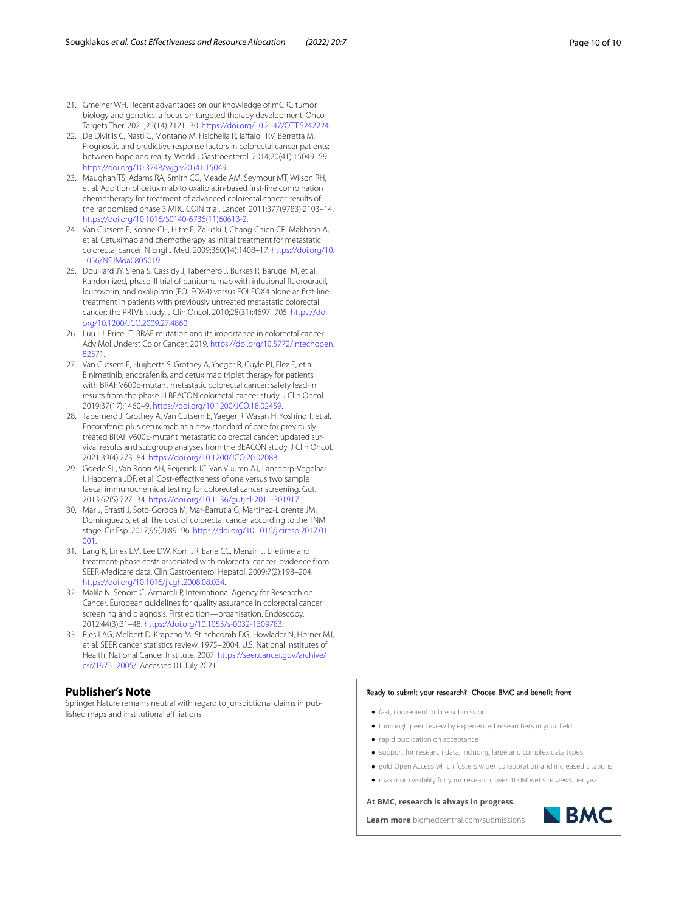21. Gmeiner WH. Recent advantages on our knowledge of mCRC tumor biology and genetics: a focus on targeted therapy development. Onco Targets Ther. 2021;25(14):2121–30. https://doi.org/10.2147/OTT.S242224.
22. De Divitiis C, Nasti G, Montano M, Fisichella R, Iaffaioli RV, Berretta M. Prognostic and predictive response factors in colorectal cancer patients: between hope and reality. World J Gastroenterol. 2014;20(41):15049–59. https://doi.org/10.3748/wjg.v20.i41.15049.
23. Maughan TS, Adams RA, Smith CG, Meade AM, Seymour MT, Wilson RH, et al. Addition of cetuximab to oxaliplatin-based first-line combination chemotherapy for treatment of advanced colorectal cancer: results of the randomised phase 3 MRC COIN trial. Lancet. 2011;377(9783):2103–14. https://doi.org/10.1016/S0140-6736(11)60613-2.
24. Van Cutsem E, Kohne CH, Hitre E, Zaluski J, Chang Chien CR, Makhson A, et al. Cetuximab and chemotherapy as initial treatment for metastatic colorectal cancer. N Engl J Med. 2009;360(14):1408–17. https://doi.org/10.1056/NEJMoa0805019.
25. Douillard JY, Siena S, Cassidy J, Tabernero J, Burkes R, Barugel M, et al. Randomized, phase III trial of panitumumab with infusional fluorouracil, leucovorin, and oxaliplatin (FOLFOX4) versus FOLFOX4 alone as first-line treatment in patients with previously untreated metastatic colorectal cancer: the PRIME study. J Clin Oncol. 2010;28(31):4697–705. https://doi.org/10.1200/JCO.2009.27.4860.
26. Luu LJ, Price JT. BRAF mutation and its importance in colorectal cancer. Adv Mol Underst Color Cancer. 2019. https://doi.org/10.5772/intechopen.82571.
27. Van Cutsem E, Huijberts S, Grothey A, Yaeger R, Cuyle PJ, Elez E, et al. Binimetinib, encorafenib, and cetuximab triplet therapy for patients with BRAF V600E-mutant metastatic colorectal cancer: safety lead-in results from the phase III BEACON colorectal cancer study. J Clin Oncol. 2019;37(17):1460–9. https://doi.org/10.1200/JCO.18.02459.
28. Tabernero J, Grothey A, Van Cutsem E, Yaeger R, Wasan H, Yoshino T, et al. Encorafenib plus cetuximab as a new standard of care for previously treated BRAF V600E-mutant metastatic colorectal cancer: updated survival results and subgroup analyses from the BEACON study. J Clin Oncol. 2021;39(4):273–84. https://doi.org/10.1200/JCO.20.02088.
29. Goede SL, Van Roon AH, Reijerink JC, Van Vuuren AJ, Lansdorp-Vogelaar I, Habbema JDF, et al. Cost-effectiveness of one versus two sample faecal immunochemical testing for colorectal cancer screening. Gut. 2013;62(5):727–34. https://doi.org/10.1136/gutjnl-2011-301917.
30. Mar J, Errasti J, Soto-Gordoa M, Mar-Barrutia G, Martinez-Llorente JM, Domínguez S, et al. The cost of colorectal cancer according to the TNM stage. Cir Esp. 2017;95(2):89–96. https://doi.org/10.1016/j.ciresp.2017.01.001.
31. Lang K, Lines LM, Lee DW, Korn JR, Earle CC, Menzin J. Lifetime and treatment-phase costs associated with colorectal cancer: evidence from SEER-Medicare data. Clin Gastroenterol Hepatol. 2009;7(2):198–204. https://doi.org/10.1016/j.cgh.2008.08.034.
32. Malila N, Senore C, Armaroli P, International Agency for Research on Cancer. European guidelines for quality assurance in colorectal cancer screening and diagnosis. First edition—organisation. Endoscopy. 2012;44(3):31–48. https://doi.org/10.1055/s-0032-1309783.
33. Ries LAG, Melbert D, Krapcho M, Stinchcomb DG, Howlader N, Horner MJ, et al. SEER cancer statistics review, 1975–2004. U.S. National Institutes of Health, National Cancer Institute. 2007. https://seer.cancer.gov/archive/csr/1975_2005/. Accessed 01 July 2021.

## Publisher's Note

Springer Nature remains neutral with regard to jurisdictional claims in published maps and institutional affiliations.

Ready to submit your research? Choose BMC and benefit from:

- fast, convenient online submission
- thorough peer review by experienced researchers in your field
- rapid publication on acceptance
- support for research data, including large and complex data types
- gold Open Access which fosters wider collaboration and increased citations
- maximum visibility for your research: over 100M website views per year

**At BMC, research is always in progress.**

**Learn more** biomedcentral.com/submissions

BMC